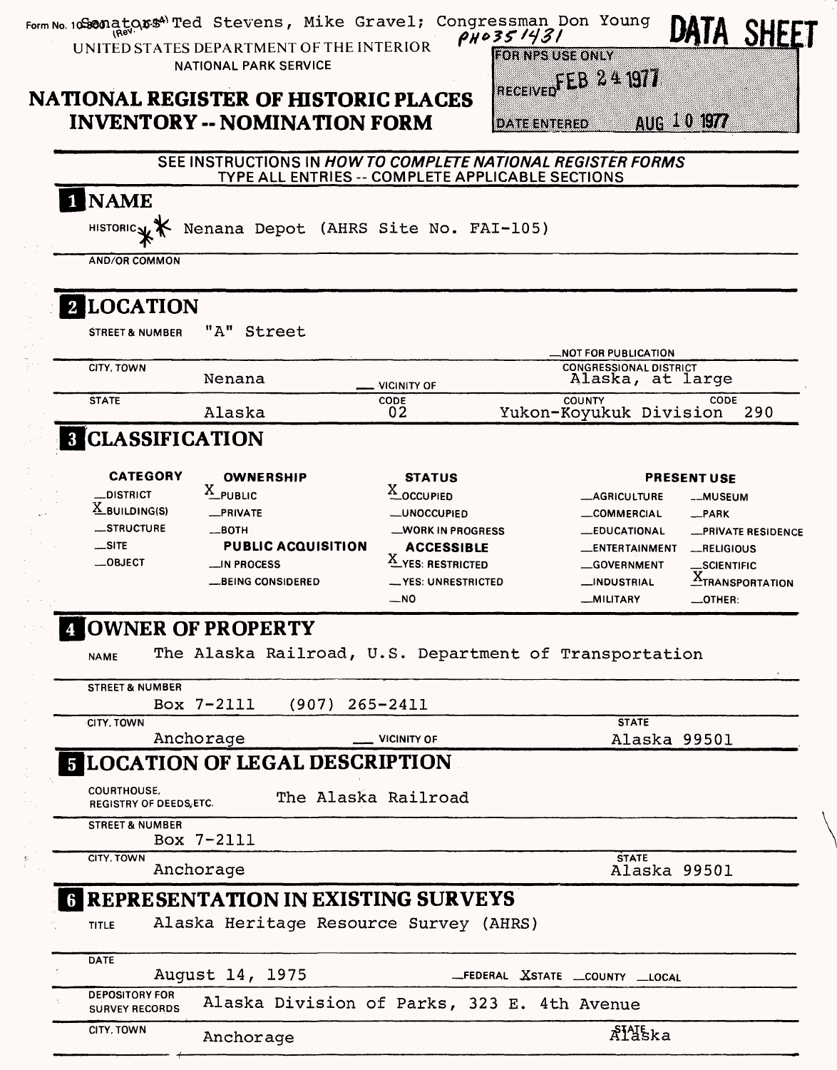Form No. 10-300 (Rev. 10-74) Senators Ted Stevens, Mike Gravel; Congressman Don Young

PH0351431

**DATA SHEET**

UNITED STATES DEPARTMENT OF THE INTERIOR
NATIONAL PARK SERVICE

# NATIONAL REGISTER OF HISTORIC PLACES INVENTORY -- NOMINATION FORM

FOR NPS USE ONLY

RECEIVED FEB 24 1977

DATE ENTERED AUG 10 1977

SEE INSTRUCTIONS IN *HOW TO COMPLETE NATIONAL REGISTER FORMS*
TYPE ALL ENTRIES -- COMPLETE APPLICABLE SECTIONS

## 1 NAME

HISTORIC ** Nenana Depot (AHRS Site No. FAI-105)

AND/OR COMMON

## 2 LOCATION

STREET & NUMBER "A" Street

__NOT FOR PUBLICATION

CITY, TOWN Nenana __ VICINITY OF

CONGRESSIONAL DISTRICT Alaska, at large

STATE Alaska CODE 02 COUNTY Yukon-Koyukuk Division CODE 290

## 3 CLASSIFICATION

| CATEGORY | OWNERSHIP | STATUS | PRESENT USE | |
|---|---|---|---|---|
| __DISTRICT | X PUBLIC | X OCCUPIED | __AGRICULTURE | __MUSEUM |
| X BUILDING(S) | __PRIVATE | __UNOCCUPIED | __COMMERCIAL | __PARK |
| __STRUCTURE | __BOTH | __WORK IN PROGRESS | __EDUCATIONAL | __PRIVATE RESIDENCE |
| __SITE | **PUBLIC ACQUISITION** | **ACCESSIBLE** | __ENTERTAINMENT | __RELIGIOUS |
| __OBJECT | __IN PROCESS | X YES: RESTRICTED | __GOVERNMENT | __SCIENTIFIC |
| | __BEING CONSIDERED | __YES: UNRESTRICTED | __INDUSTRIAL | X TRANSPORTATION |
| | | __NO | __MILITARY | __OTHER: |

## 4 OWNER OF PROPERTY

NAME The Alaska Railroad, U.S. Department of Transportation

STREET & NUMBER Box 7-2111 (907) 265-2411

CITY, TOWN Anchorage __ VICINITY OF STATE Alaska 99501

## 5 LOCATION OF LEGAL DESCRIPTION

COURTHOUSE, REGISTRY OF DEEDS, ETC. The Alaska Railroad

STREET & NUMBER Box 7-2111

CITY, TOWN Anchorage STATE Alaska 99501

## 6 REPRESENTATION IN EXISTING SURVEYS

TITLE Alaska Heritage Resource Survey (AHRS)

DATE August 14, 1975 __FEDERAL X STATE __COUNTY __LOCAL

DEPOSITORY FOR SURVEY RECORDS Alaska Division of Parks, 323 E. 4th Avenue

CITY, TOWN Anchorage STATE Alaska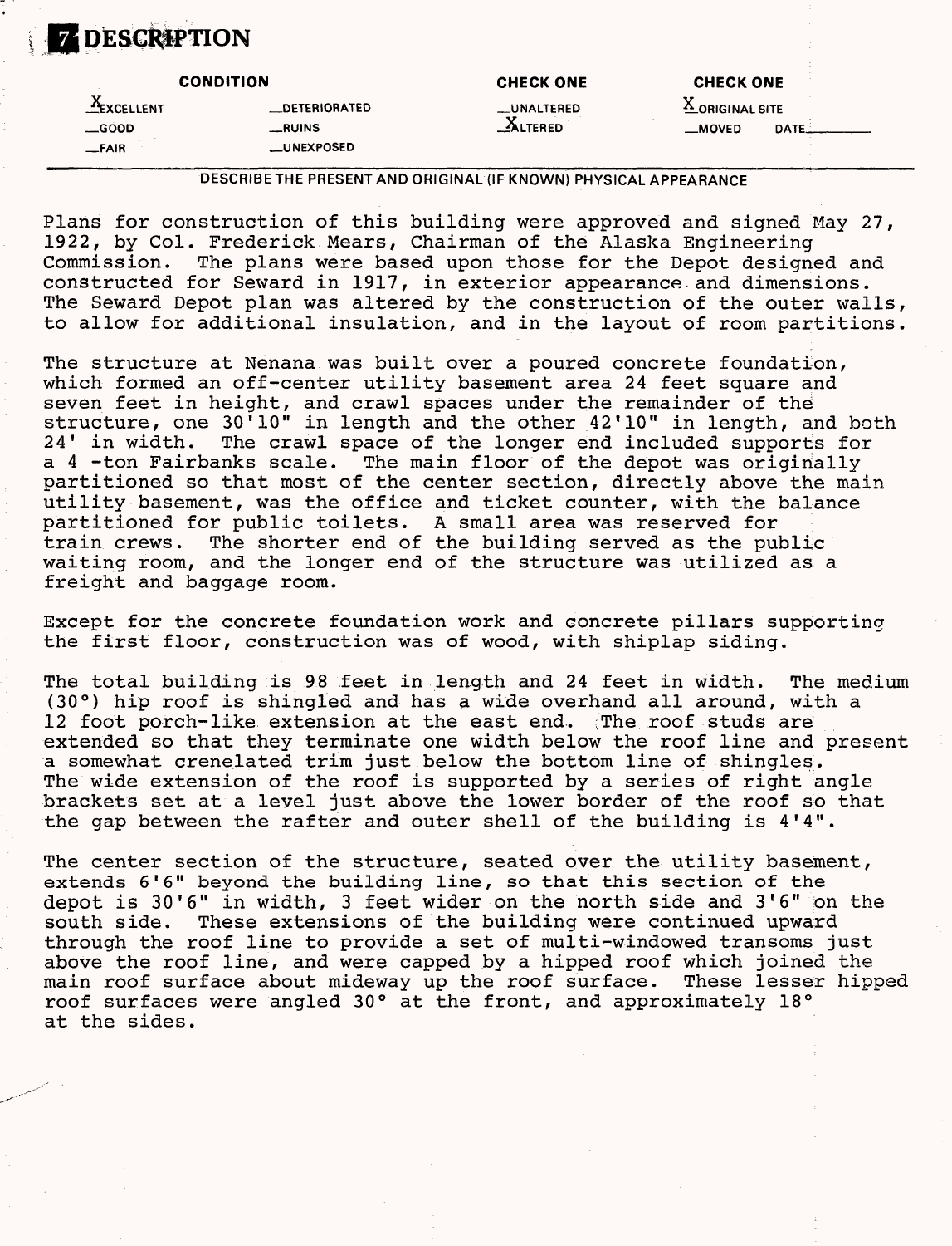# 7 DESCRIPTION

| CONDITION | | CHECK ONE | CHECK ONE |
|---|---|---|---|
| X EXCELLENT | __DETERIORATED | __UNALTERED | X ORIGINAL SITE |
| __GOOD | __RUINS | X ALTERED | __MOVED DATE______ |
| __FAIR | __UNEXPOSED | | |

DESCRIBE THE PRESENT AND ORIGINAL (IF KNOWN) PHYSICAL APPEARANCE

Plans for construction of this building were approved and signed May 27, 1922, by Col. Frederick Mears, Chairman of the Alaska Engineering Commission. The plans were based upon those for the Depot designed and constructed for Seward in 1917, in exterior appearance and dimensions. The Seward Depot plan was altered by the construction of the outer walls, to allow for additional insulation, and in the layout of room partitions.

The structure at Nenana was built over a poured concrete foundation, which formed an off-center utility basement area 24 feet square and seven feet in height, and crawl spaces under the remainder of the structure, one 30'10" in length and the other 42'10" in length, and both 24' in width. The crawl space of the longer end included supports for a 4 -ton Fairbanks scale. The main floor of the depot was originally partitioned so that most of the center section, directly above the main utility basement, was the office and ticket counter, with the balance partitioned for public toilets. A small area was reserved for train crews. The shorter end of the building served as the public waiting room, and the longer end of the structure was utilized as a freight and baggage room.

Except for the concrete foundation work and concrete pillars supporting the first floor, construction was of wood, with shiplap siding.

The total building is 98 feet in length and 24 feet in width. The medium (30°) hip roof is shingled and has a wide overhand all around, with a 12 foot porch-like extension at the east end. The roof studs are extended so that they terminate one width below the roof line and present a somewhat crenelated trim just below the bottom line of shingles. The wide extension of the roof is supported by a series of right angle brackets set at a level just above the lower border of the roof so that the gap between the rafter and outer shell of the building is 4'4".

The center section of the structure, seated over the utility basement, extends 6'6" beyond the building line, so that this section of the depot is 30'6" in width, 3 feet wider on the north side and 3'6" on the south side. These extensions of the building were continued upward through the roof line to provide a set of multi-windowed transoms just above the roof line, and were capped by a hipped roof which joined the main roof surface about mideway up the roof surface. These lesser hipped roof surfaces were angled 30° at the front, and approximately 18° at the sides.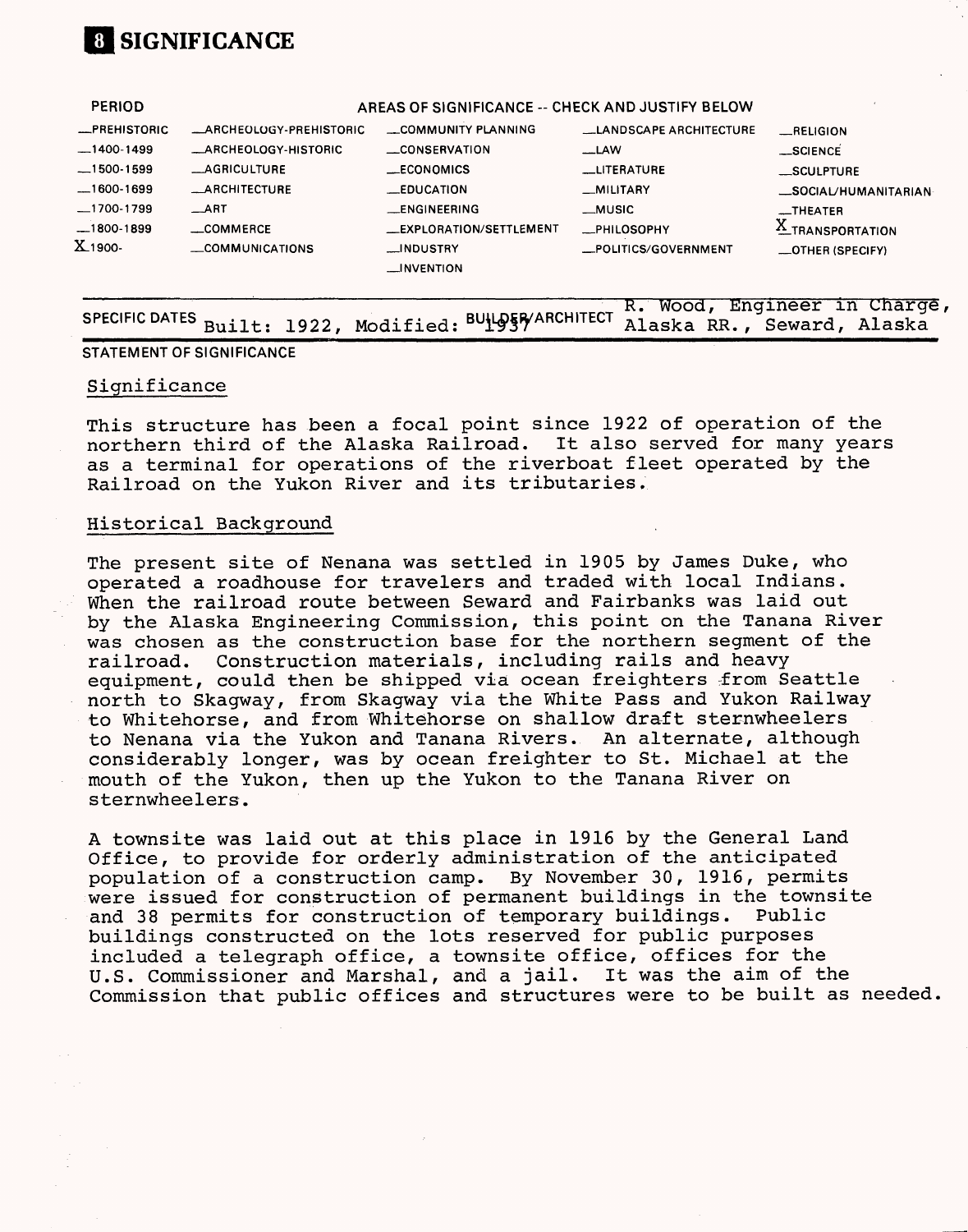# 8 SIGNIFICANCE

| PERIOD | AREAS OF SIGNIFICANCE -- CHECK AND JUSTIFY BELOW | | | |
|---|---|---|---|---|
| _PREHISTORIC | _ARCHEOLOGY-PREHISTORIC | _COMMUNITY PLANNING | _LANDSCAPE ARCHITECTURE | _RELIGION |
| _1400-1499 | _ARCHEOLOGY-HISTORIC | _CONSERVATION | _LAW | _SCIENCE |
| _1500-1599 | _AGRICULTURE | _ECONOMICS | _LITERATURE | _SCULPTURE |
| _1600-1699 | _ARCHITECTURE | _EDUCATION | _MILITARY | _SOCIAL/HUMANITARIAN |
| _1700-1799 | _ART | _ENGINEERING | _MUSIC | _THEATER |
| _1800-1899 | _COMMERCE | _EXPLORATION/SETTLEMENT | _PHILOSOPHY | X TRANSPORTATION |
| X 1900- | _COMMUNICATIONS | _INDUSTRY | _POLITICS/GOVERNMENT | _OTHER (SPECIFY) |
| | | _INVENTION | | |

SPECIFIC DATES Built: 1922, Modified: 1937

BUILDER/ARCHITECT R. Wood, Engineer in Charge, Alaska RR., Seward, Alaska

STATEMENT OF SIGNIFICANCE

Significance

This structure has been a focal point since 1922 of operation of the northern third of the Alaska Railroad. It also served for many years as a terminal for operations of the riverboat fleet operated by the Railroad on the Yukon River and its tributaries.

Historical Background

The present site of Nenana was settled in 1905 by James Duke, who operated a roadhouse for travelers and traded with local Indians. When the railroad route between Seward and Fairbanks was laid out by the Alaska Engineering Commission, this point on the Tanana River was chosen as the construction base for the northern segment of the railroad. Construction materials, including rails and heavy equipment, could then be shipped via ocean freighters from Seattle north to Skagway, from Skagway via the White Pass and Yukon Railway to Whitehorse, and from Whitehorse on shallow draft sternwheelers to Nenana via the Yukon and Tanana Rivers. An alternate, although considerably longer, was by ocean freighter to St. Michael at the mouth of the Yukon, then up the Yukon to the Tanana River on sternwheelers.

A townsite was laid out at this place in 1916 by the General Land Office, to provide for orderly administration of the anticipated population of a construction camp. By November 30, 1916, permits were issued for construction of permanent buildings in the townsite and 38 permits for construction of temporary buildings. Public buildings constructed on the lots reserved for public purposes included a telegraph office, a townsite office, offices for the U.S. Commissioner and Marshal, and a jail. It was the aim of the Commission that public offices and structures were to be built as needed.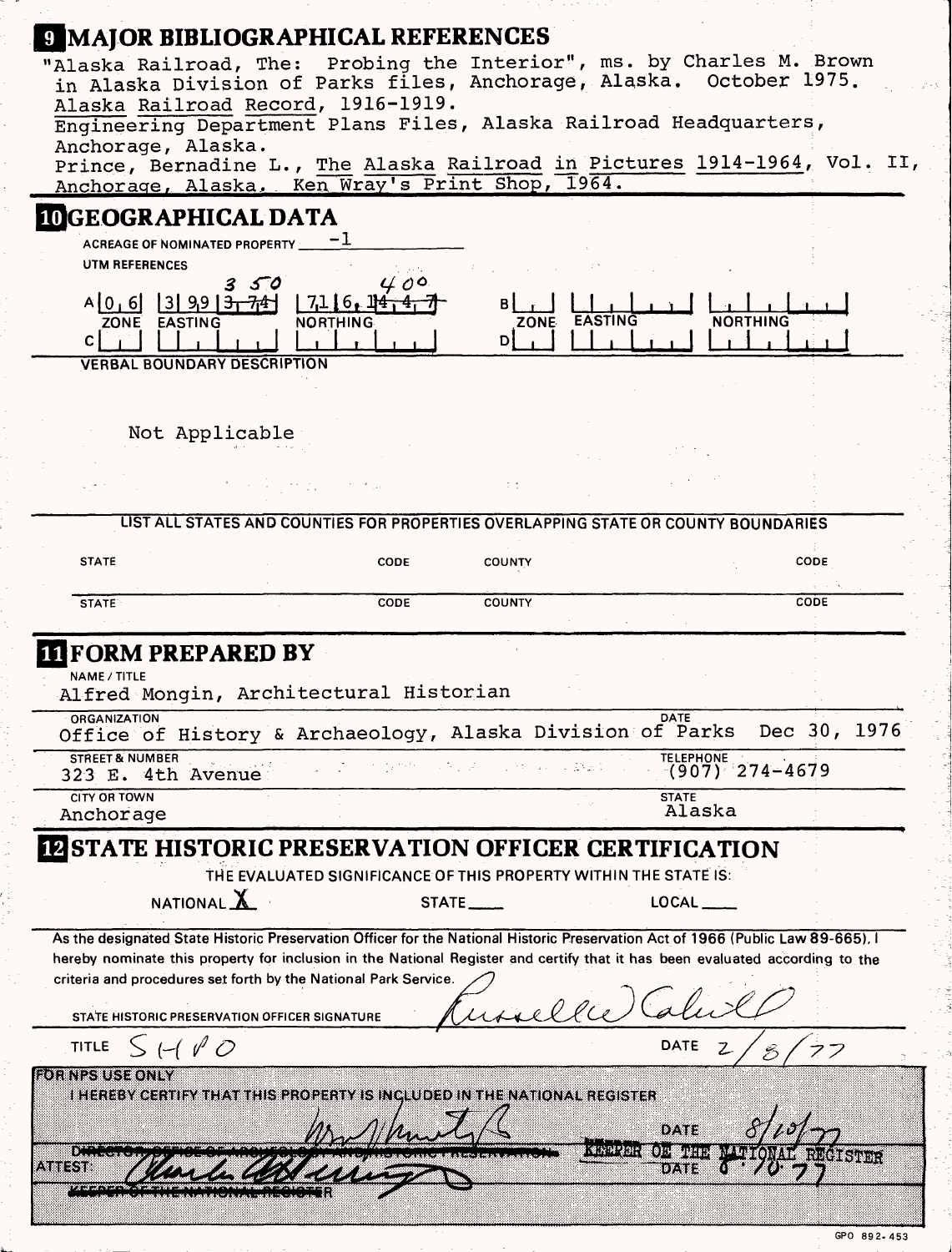## 9 MAJOR BIBLIOGRAPHICAL REFERENCES

"Alaska Railroad, The: Probing the Interior", ms. by Charles M. Brown in Alaska Division of Parks files, Anchorage, Alaska. October 1975.
Alaska Railroad Record, 1916-1919.
Engineering Department Plans Files, Alaska Railroad Headquarters, Anchorage, Alaska.
Prince, Bernadine L., The Alaska Railroad in Pictures 1914-1964, Vol. II, Anchorage, Alaska. Ken Wray's Print Shop, 1964.

## 10 GEOGRAPHICAL DATA

ACREAGE OF NOMINATED PROPERTY -1

UTM REFERENCES

| | ZONE | EASTING | NORTHING |
|---|---|---|---|
| A | 0 6 | 3 9 9 ~~3 7 4~~ 3 5 0 | 7 1 6 ~~1 4 4 7~~ 4 0 0 |
| B | | | |
| C | | | |
| D | | | |

VERBAL BOUNDARY DESCRIPTION

Not Applicable

LIST ALL STATES AND COUNTIES FOR PROPERTIES OVERLAPPING STATE OR COUNTY BOUNDARIES

| STATE | CODE | COUNTY | CODE |
|---|---|---|---|
| STATE | CODE | COUNTY | CODE |

## 11 FORM PREPARED BY

NAME / TITLE
Alfred Mongin, Architectural Historian

ORGANIZATION
Office of History & Archaeology, Alaska Division of Parks

DATE
Dec 30, 1976

STREET & NUMBER
323 E. 4th Avenue

TELEPHONE
(907) 274-4679

CITY OR TOWN
Anchorage

STATE
Alaska

## 12 STATE HISTORIC PRESERVATION OFFICER CERTIFICATION

THE EVALUATED SIGNIFICANCE OF THIS PROPERTY WITHIN THE STATE IS:

NATIONAL X STATE ___ LOCAL ___

As the designated State Historic Preservation Officer for the National Historic Preservation Act of 1966 (Public Law 89-665), I hereby nominate this property for inclusion in the National Register and certify that it has been evaluated according to the criteria and procedures set forth by the National Park Service.

STATE HISTORIC PRESERVATION OFFICER SIGNATURE Russell W. Cahill

TITLE SHPO

DATE 2/8/77

FOR NPS USE ONLY

I HEREBY CERTIFY THAT THIS PROPERTY IS INCLUDED IN THE NATIONAL REGISTER

~~DIRECTOR, OFFICE OF ARCHEOLOGY AND HISTORIC PRESERVATION~~ KEEPER OF THE NATIONAL REGISTER

DATE 8/10/77

ATTEST:

~~KEEPER OF THE NATIONAL REGISTER~~

DATE 8/10/77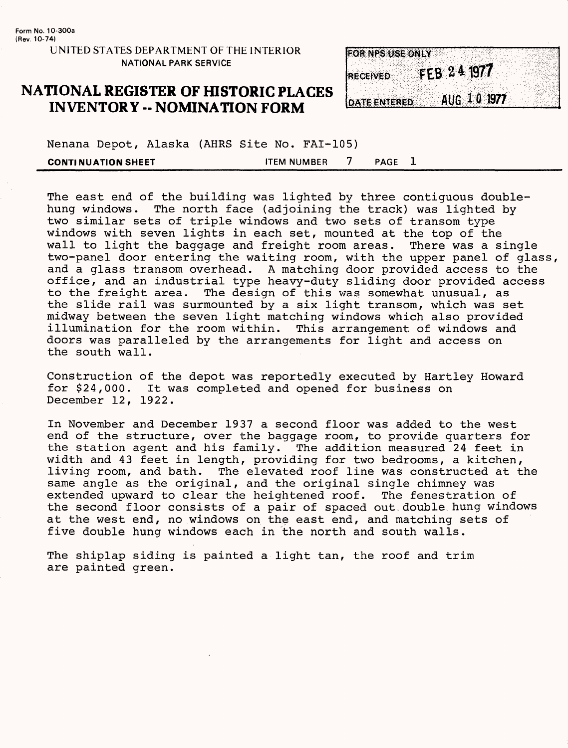Form No. 10-300a
(Rev. 10-74)

UNITED STATES DEPARTMENT OF THE INTERIOR
NATIONAL PARK SERVICE

# NATIONAL REGISTER OF HISTORIC PLACES INVENTORY -- NOMINATION FORM

| FOR NPS USE ONLY | |
|---|---|
| RECEIVED | FEB 24 1977 |
| DATE ENTERED | AUG 10 1977 |

Nenana Depot, Alaska (AHRS Site No. FAI-105)

**CONTINUATION SHEET** ITEM NUMBER 7 PAGE 1

The east end of the building was lighted by three contiguous double-hung windows. The north face (adjoining the track) was lighted by two similar sets of triple windows and two sets of transom type windows with seven lights in each set, mounted at the top of the wall to light the baggage and freight room areas. There was a single two-panel door entering the waiting room, with the upper panel of glass, and a glass transom overhead. A matching door provided access to the office, and an industrial type heavy-duty sliding door provided access to the freight area. The design of this was somewhat unusual, as the slide rail was surmounted by a six light transom, which was set midway between the seven light matching windows which also provided illumination for the room within. This arrangement of windows and doors was paralleled by the arrangements for light and access on the south wall.

Construction of the depot was reportedly executed by Hartley Howard for $24,000. It was completed and opened for business on December 12, 1922.

In November and December 1937 a second floor was added to the west end of the structure, over the baggage room, to provide quarters for the station agent and his family. The addition measured 24 feet in width and 43 feet in length, providing for two bedrooms, a kitchen, living room, and bath. The elevated roof line was constructed at the same angle as the original, and the original single chimney was extended upward to clear the heightened roof. The fenestration of the second floor consists of a pair of spaced out double hung windows at the west end, no windows on the east end, and matching sets of five double hung windows each in the north and south walls.

The shiplap siding is painted a light tan, the roof and trim are painted green.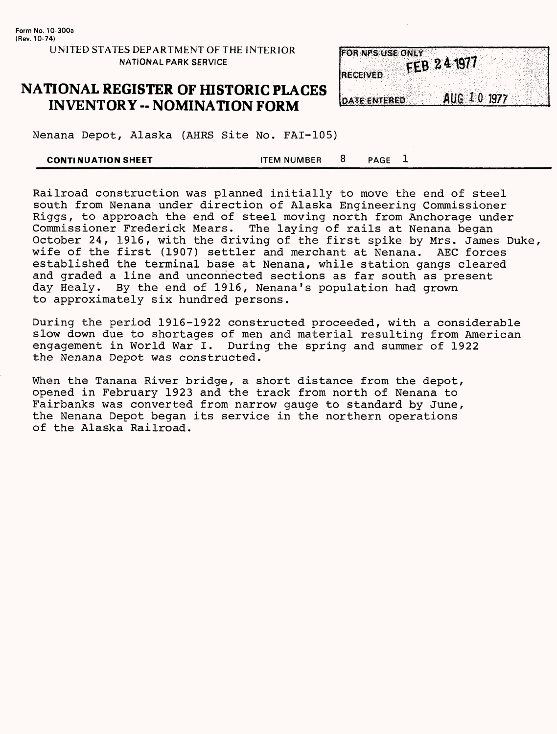Form No. 10-300a
(Rev. 10-74)

UNITED STATES DEPARTMENT OF THE INTERIOR
NATIONAL PARK SERVICE

# NATIONAL REGISTER OF HISTORIC PLACES INVENTORY -- NOMINATION FORM

| FOR NPS USE ONLY | |
|---|---|
| RECEIVED | FEB 24 1977 |
| DATE ENTERED | AUG 10 1977 |

Nenana Depot, Alaska (AHRS Site No. FAI-105)

**CONTINUATION SHEET** ITEM NUMBER 8 PAGE 1

Railroad construction was planned initially to move the end of steel south from Nenana under direction of Alaska Engineering Commissioner Riggs, to approach the end of steel moving north from Anchorage under Commissioner Frederick Mears. The laying of rails at Nenana began October 24, 1916, with the driving of the first spike by Mrs. James Duke, wife of the first (1907) settler and merchant at Nenana. AEC forces established the terminal base at Nenana, while station gangs cleared and graded a line and unconnected sections as far south as present day Healy. By the end of 1916, Nenana's population had grown to approximately six hundred persons.

During the period 1916-1922 constructed proceeded, with a considerable slow down due to shortages of men and material resulting from American engagement in World War I. During the spring and summer of 1922 the Nenana Depot was constructed.

When the Tanana River bridge, a short distance from the depot, opened in February 1923 and the track from north of Nenana to Fairbanks was converted from narrow gauge to standard by June, the Nenana Depot began its service in the northern operations of the Alaska Railroad.